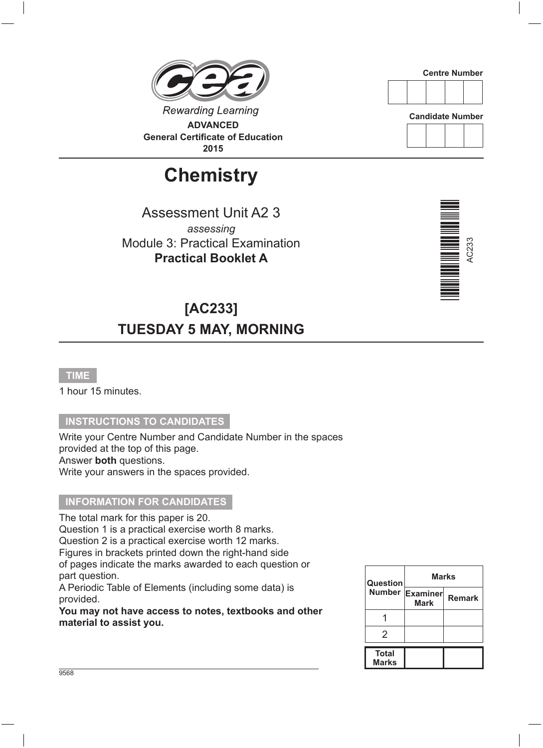Rewarding Learning

**ADVANCED**
**General Certificate of Education**
**2015**

Centre Number

| | | | | |
|---|---|---|---|---|
| | | | | |

Candidate Number

| | | | |
|---|---|---|---|
| | | | |

# Chemistry

Assessment Unit A2 3

*assessing*

Module 3: Practical Examination

**Practical Booklet A**

AC233

## [AC233]

## TUESDAY 5 MAY, MORNING

**TIME**

1 hour 15 minutes.

**INSTRUCTIONS TO CANDIDATES**

Write your Centre Number and Candidate Number in the spaces provided at the top of this page.
Answer **both** questions.
Write your answers in the spaces provided.

**INFORMATION FOR CANDIDATES**

The total mark for this paper is 20.
Question 1 is a practical exercise worth 8 marks.
Question 2 is a practical exercise worth 12 marks.
Figures in brackets printed down the right-hand side of pages indicate the marks awarded to each question or part question.
A Periodic Table of Elements (including some data) is provided.
**You may not have access to notes, textbooks and other material to assist you.**

| Question Number | Marks | |
|---|---|---|
| | Examiner Mark | Remark |
| 1 | | |
| 2 | | |
| **Total Marks** | | |

9568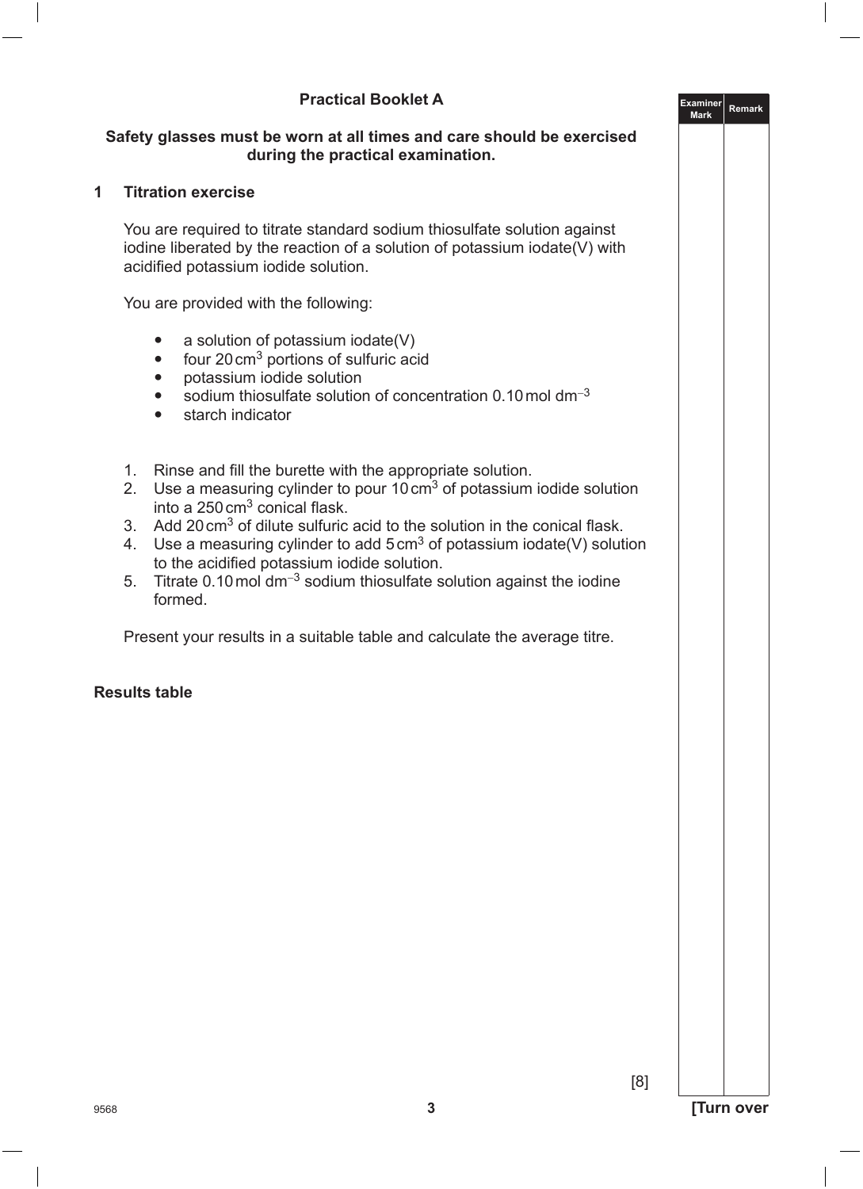**Practical Booklet A**

**Safety glasses must be worn at all times and care should be exercised during the practical examination.**

**1 Titration exercise**

You are required to titrate standard sodium thiosulfate solution against iodine liberated by the reaction of a solution of potassium iodate(V) with acidified potassium iodide solution.

You are provided with the following:

- a solution of potassium iodate(V)
- four 20 $cm^3$ portions of sulfuric acid
- potassium iodide solution
- sodium thiosulfate solution of concentration 0.10 mol $dm^{-3}$
- starch indicator

1. Rinse and fill the burette with the appropriate solution.
2. Use a measuring cylinder to pour 10 $cm^3$ of potassium iodide solution into a 250 $cm^3$ conical flask.
3. Add 20 $cm^3$ of dilute sulfuric acid to the solution in the conical flask.
4. Use a measuring cylinder to add 5 $cm^3$ of potassium iodate(V) solution to the acidified potassium iodide solution.
5. Titrate 0.10 mol $dm^{-3}$ sodium thiosulfate solution against the iodine formed.

Present your results in a suitable table and calculate the average titre.

**Results table**

[8]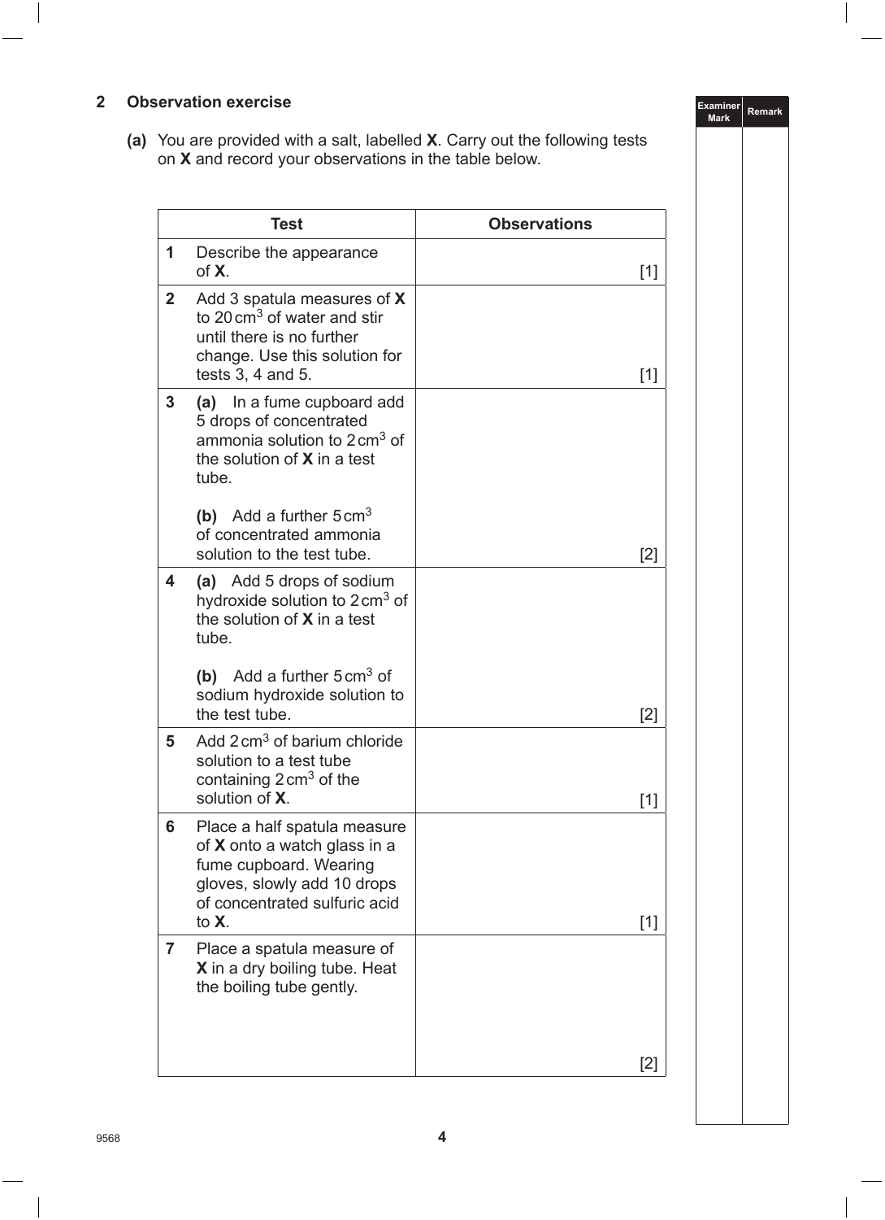## 2 Observation exercise

**(a)** You are provided with a salt, labelled **X**. Carry out the following tests on **X** and record your observations in the table below.

| Test | Observations |
|---|---|
| **1** Describe the appearance of **X**. | [1] |
| **2** Add 3 spatula measures of **X** to 20 $cm^3$ of water and stir until there is no further change. Use this solution for tests 3, 4 and 5. | [1] |
| **3** **(a)** In a fume cupboard add 5 drops of concentrated ammonia solution to 2 $cm^3$ of the solution of **X** in a test tube. **(b)** Add a further 5 $cm^3$ of concentrated ammonia solution to the test tube. | [2] |
| **4** **(a)** Add 5 drops of sodium hydroxide solution to 2 $cm^3$ of the solution of **X** in a test tube. **(b)** Add a further 5 $cm^3$ of sodium hydroxide solution to the test tube. | [2] |
| **5** Add 2 $cm^3$ of barium chloride solution to a test tube containing 2 $cm^3$ of the solution of **X**. | [1] |
| **6** Place a half spatula measure of **X** onto a watch glass in a fume cupboard. Wearing gloves, slowly add 10 drops of concentrated sulfuric acid to **X**. | [1] |
| **7** Place a spatula measure of **X** in a dry boiling tube. Heat the boiling tube gently. | [2] |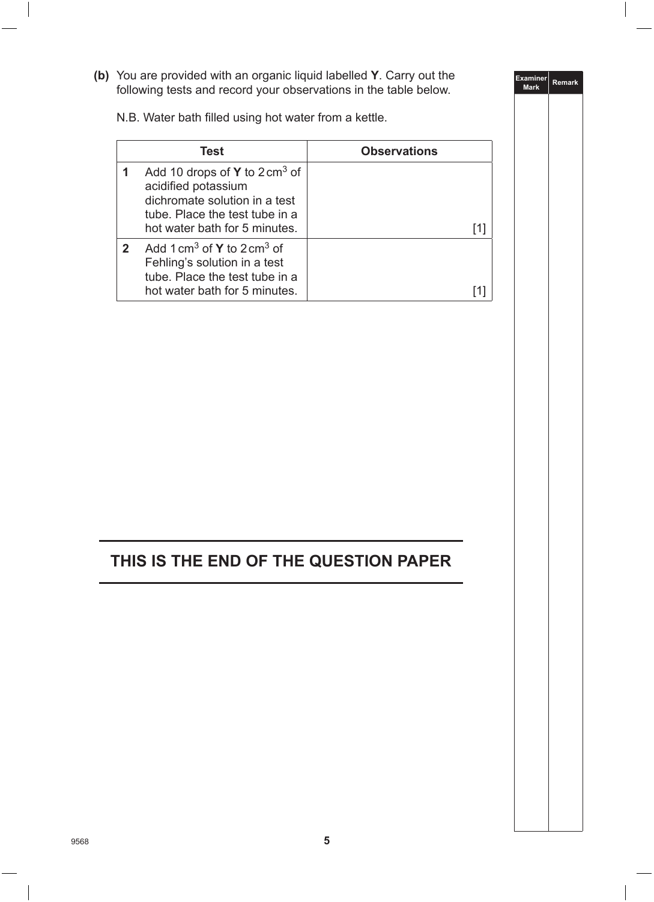**(b)** You are provided with an organic liquid labelled **Y**. Carry out the following tests and record your observations in the table below.

N.B. Water bath filled using hot water from a kettle.

| Test | Observations |
|---|---|
| **1** Add 10 drops of **Y** to 2 $cm^3$ of acidified potassium dichromate solution in a test tube. Place the test tube in a hot water bath for 5 minutes. | [1] |
| **2** Add 1 $cm^3$ of **Y** to 2 $cm^3$ of Fehling's solution in a test tube. Place the test tube in a hot water bath for 5 minutes. | [1] |

**THIS IS THE END OF THE QUESTION PAPER**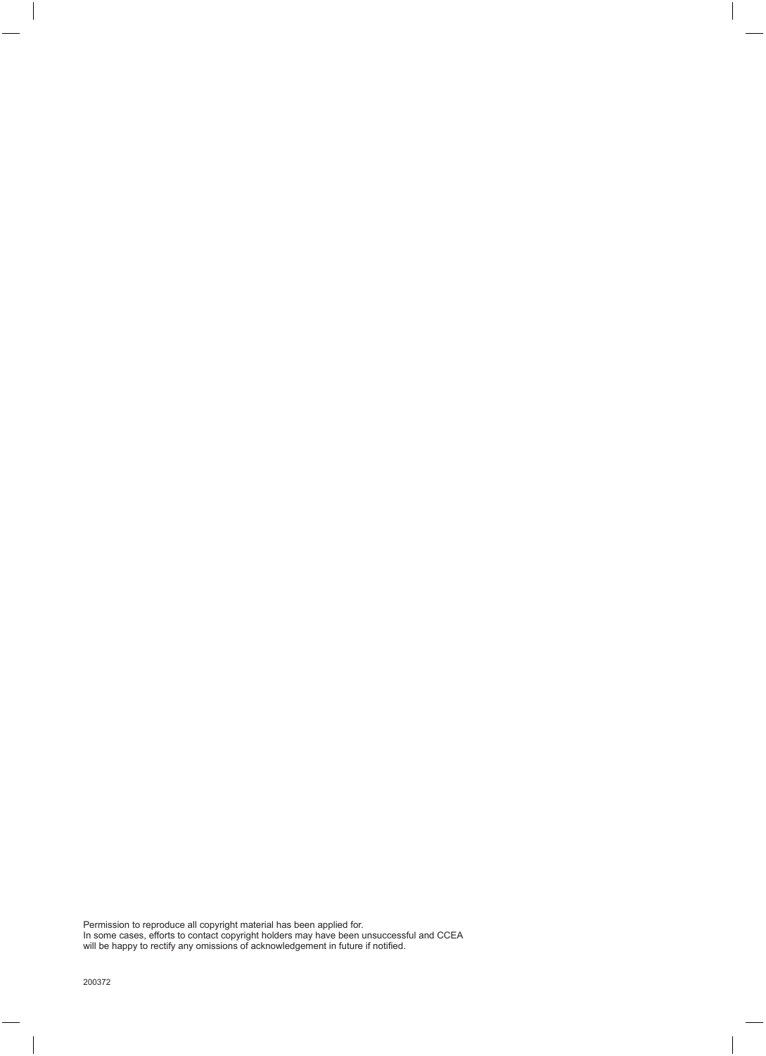Permission to reproduce all copyright material has been applied for.
In some cases, efforts to contact copyright holders may have been unsuccessful and CCEA will be happy to rectify any omissions of acknowledgement in future if notified.

200372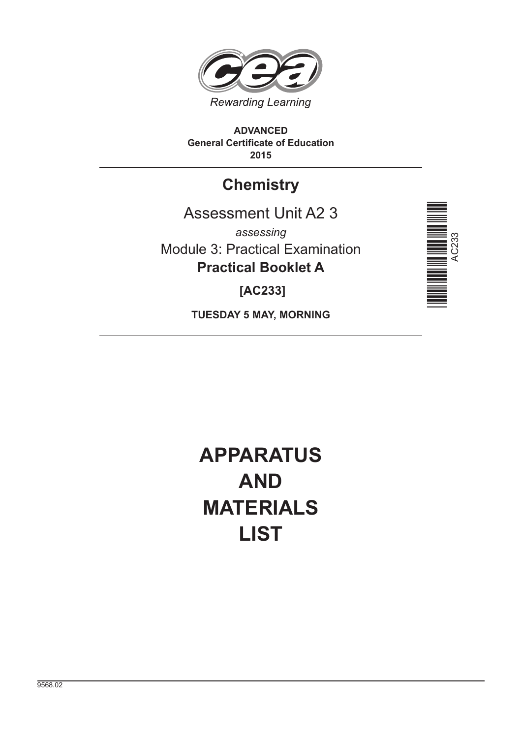Rewarding Learning

**ADVANCED**
**General Certificate of Education**
**2015**

# Chemistry

## Assessment Unit A2 3

*assessing*

Module 3: Practical Examination

**Practical Booklet A**

**[AC233]**

**TUESDAY 5 MAY, MORNING**

# APPARATUS AND MATERIALS LIST

9568.02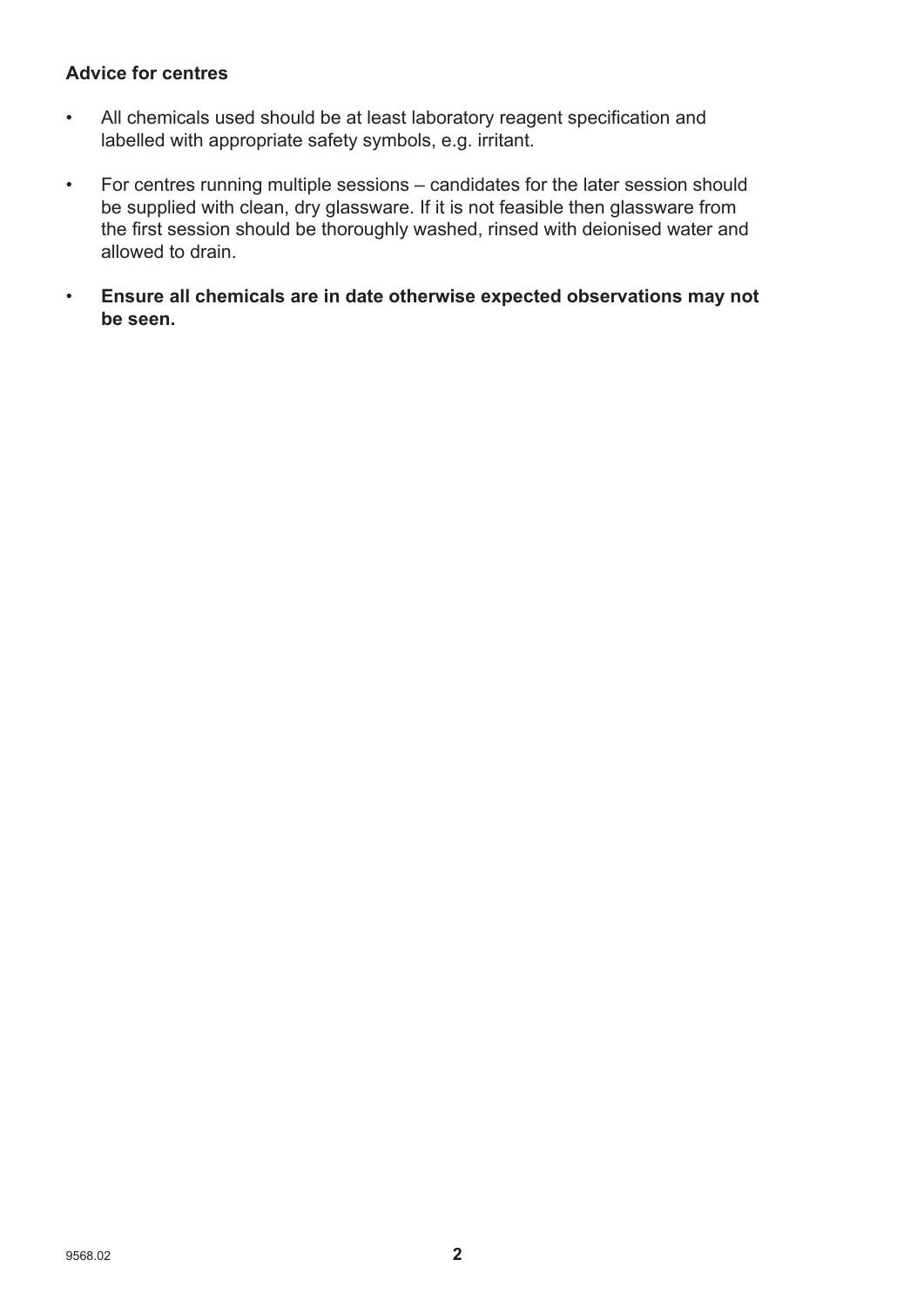**Advice for centres**

- All chemicals used should be at least laboratory reagent specification and labelled with appropriate safety symbols, e.g. irritant.
- For centres running multiple sessions – candidates for the later session should be supplied with clean, dry glassware. If it is not feasible then glassware from the first session should be thoroughly washed, rinsed with deionised water and allowed to drain.
- **Ensure all chemicals are in date otherwise expected observations may not be seen.**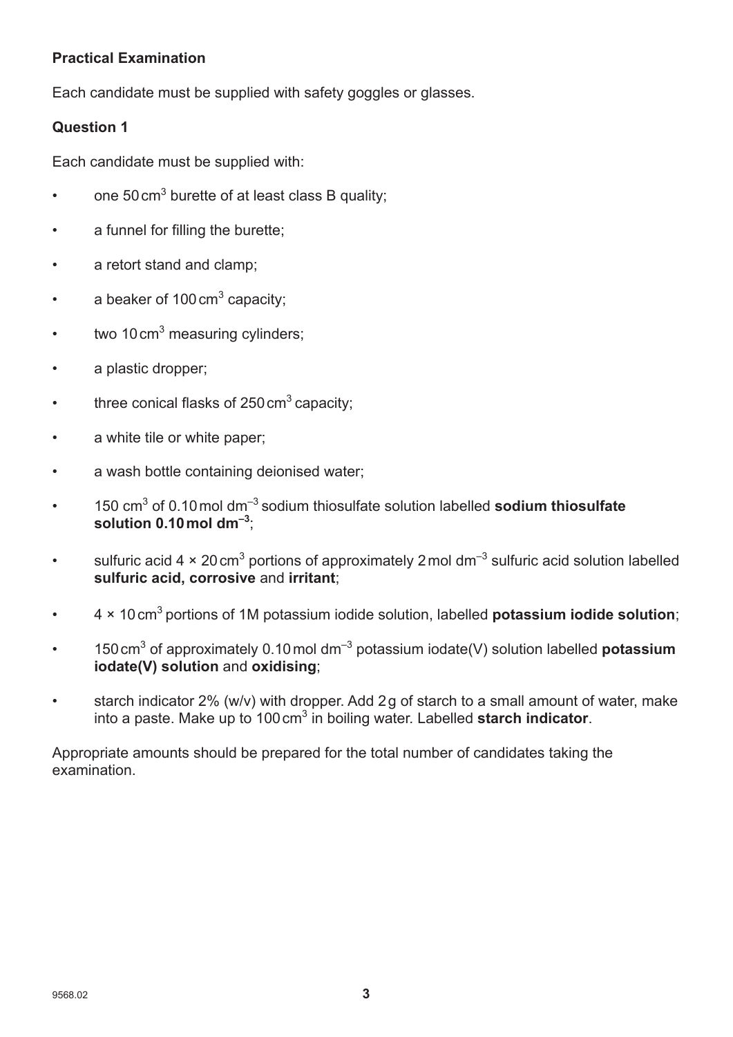**Practical Examination**

Each candidate must be supplied with safety goggles or glasses.

**Question 1**

Each candidate must be supplied with:

- one 50 $cm^3$ burette of at least class B quality;
- a funnel for filling the burette;
- a retort stand and clamp;
- a beaker of 100 $cm^3$ capacity;
- two 10 $cm^3$ measuring cylinders;
- a plastic dropper;
- three conical flasks of 250 $cm^3$ capacity;
- a white tile or white paper;
- a wash bottle containing deionised water;
- 150 $cm^3$ of 0.10 mol $dm^{-3}$ sodium thiosulfate solution labelled **sodium thiosulfate solution 0.10 mol $dm^{-3}$**;
- sulfuric acid 4 × 20 $cm^3$ portions of approximately 2 mol $dm^{-3}$ sulfuric acid solution labelled **sulfuric acid, corrosive** and **irritant**;
- 4 × 10 $cm^3$ portions of 1M potassium iodide solution, labelled **potassium iodide solution**;
- 150 $cm^3$ of approximately 0.10 mol $dm^{-3}$ potassium iodate(V) solution labelled **potassium iodate(V) solution** and **oxidising**;
- starch indicator 2% (w/v) with dropper. Add 2 g of starch to a small amount of water, make into a paste. Make up to 100 $cm^3$ in boiling water. Labelled **starch indicator**.

Appropriate amounts should be prepared for the total number of candidates taking the examination.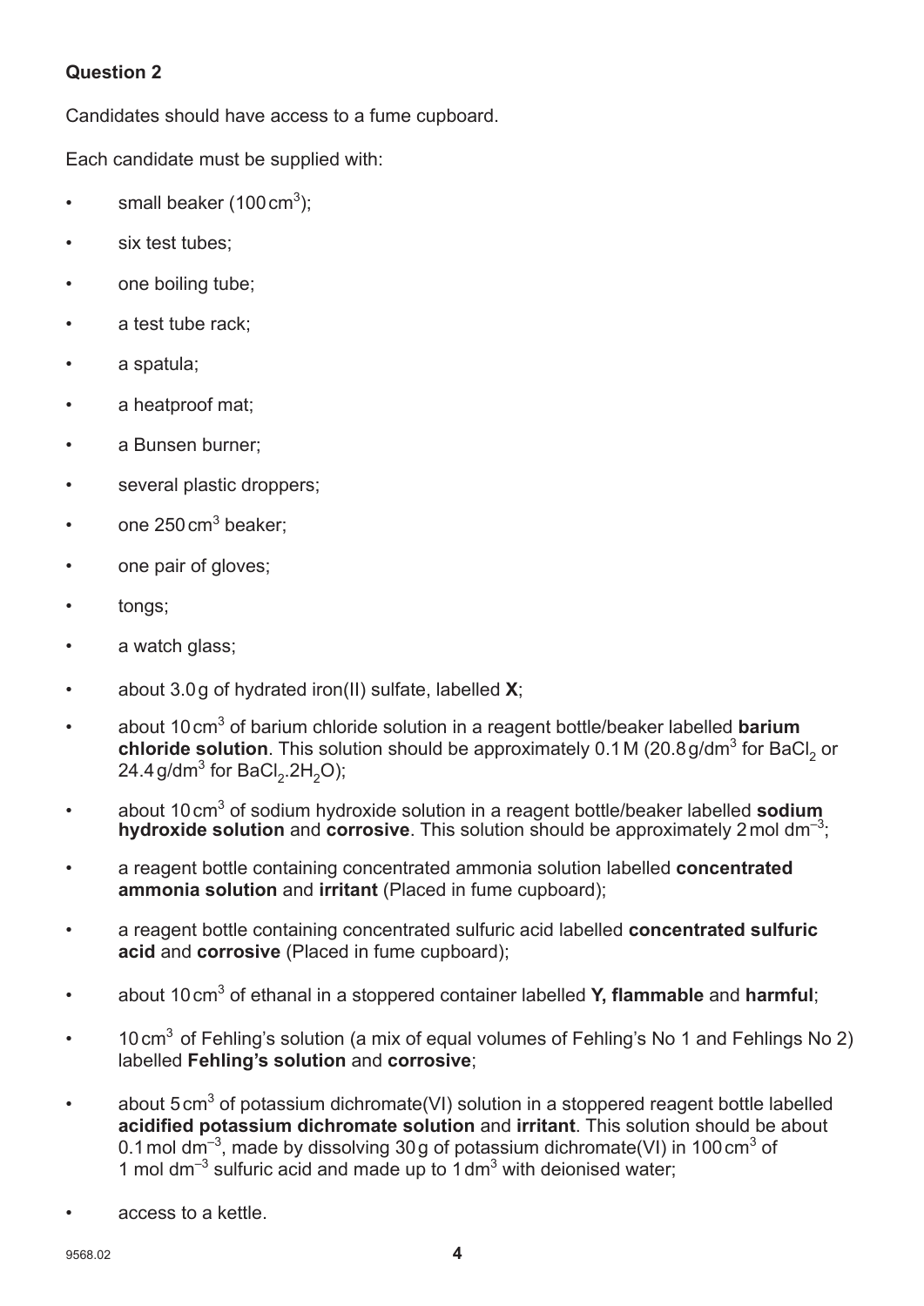**Question 2**

Candidates should have access to a fume cupboard.

Each candidate must be supplied with:

- small beaker ($100\,cm^3$);
- six test tubes;
- one boiling tube;
- a test tube rack;
- a spatula;
- a heatproof mat;
- a Bunsen burner;
- several plastic droppers;
- one $250\,cm^3$ beaker;
- one pair of gloves;
- tongs;
- a watch glass;
- about 3.0 g of hydrated iron(II) sulfate, labelled **X**;
- about $10\,cm^3$ of barium chloride solution in a reagent bottle/beaker labelled **barium chloride solution**. This solution should be approximately 0.1 M ($20.8\,g/dm^3$ for $BaCl_2$ or $24.4\,g/dm^3$ for $BaCl_2.2H_2O$);
- about $10\,cm^3$ of sodium hydroxide solution in a reagent bottle/beaker labelled **sodium hydroxide solution** and **corrosive**. This solution should be approximately $2\,mol\,dm^{-3}$;
- a reagent bottle containing concentrated ammonia solution labelled **concentrated ammonia solution** and **irritant** (Placed in fume cupboard);
- a reagent bottle containing concentrated sulfuric acid labelled **concentrated sulfuric acid** and **corrosive** (Placed in fume cupboard);
- about $10\,cm^3$ of ethanal in a stoppered container labelled **Y, flammable** and **harmful**;
- $10\,cm^3$ of Fehling's solution (a mix of equal volumes of Fehling's No 1 and Fehlings No 2) labelled **Fehling's solution** and **corrosive**;
- about $5\,cm^3$ of potassium dichromate(VI) solution in a stoppered reagent bottle labelled **acidified potassium dichromate solution** and **irritant**. This solution should be about $0.1\,mol\,dm^{-3}$, made by dissolving 30 g of potassium dichromate(VI) in $100\,cm^3$ of $1\,mol\,dm^{-3}$ sulfuric acid and made up to $1\,dm^3$ with deionised water;
- access to a kettle.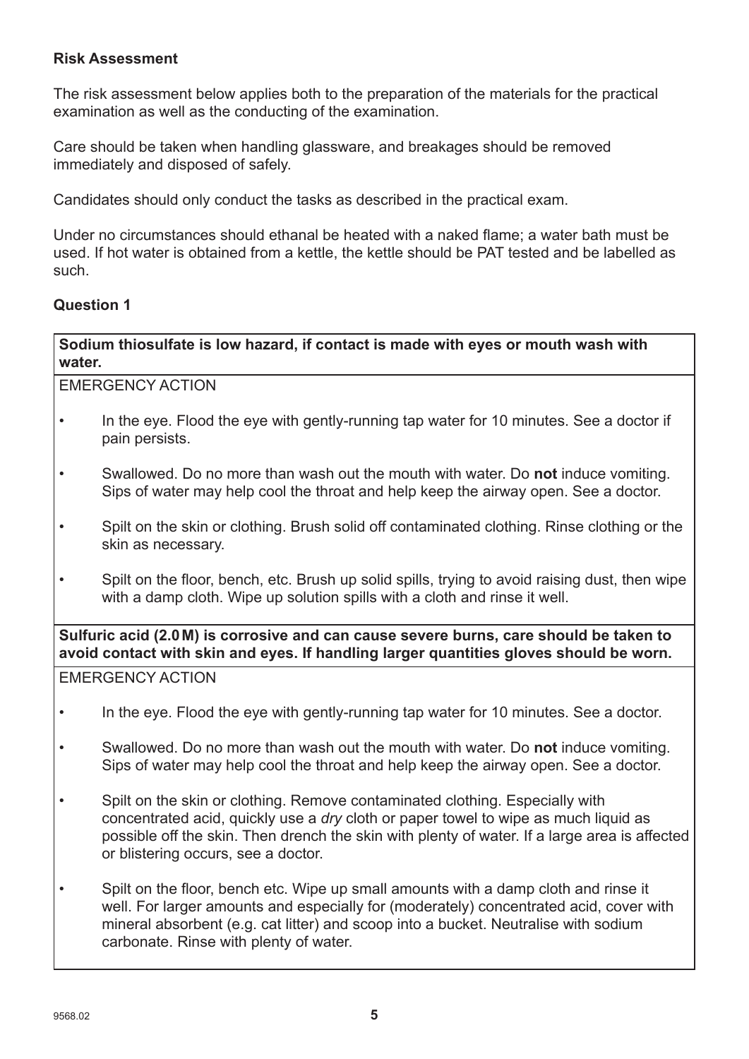**Risk Assessment**

The risk assessment below applies both to the preparation of the materials for the practical examination as well as the conducting of the examination.

Care should be taken when handling glassware, and breakages should be removed immediately and disposed of safely.

Candidates should only conduct the tasks as described in the practical exam.

Under no circumstances should ethanal be heated with a naked flame; a water bath must be used. If hot water is obtained from a kettle, the kettle should be PAT tested and be labelled as such.

**Question 1**

**Sodium thiosulfate is low hazard, if contact is made with eyes or mouth wash with water.**

EMERGENCY ACTION

- In the eye. Flood the eye with gently-running tap water for 10 minutes. See a doctor if pain persists.
- Swallowed. Do no more than wash out the mouth with water. Do **not** induce vomiting. Sips of water may help cool the throat and help keep the airway open. See a doctor.
- Spilt on the skin or clothing. Brush solid off contaminated clothing. Rinse clothing or the skin as necessary.
- Spilt on the floor, bench, etc. Brush up solid spills, trying to avoid raising dust, then wipe with a damp cloth. Wipe up solution spills with a cloth and rinse it well.

**Sulfuric acid (2.0 M) is corrosive and can cause severe burns, care should be taken to avoid contact with skin and eyes. If handling larger quantities gloves should be worn.**

EMERGENCY ACTION

- In the eye. Flood the eye with gently-running tap water for 10 minutes. See a doctor.
- Swallowed. Do no more than wash out the mouth with water. Do **not** induce vomiting. Sips of water may help cool the throat and help keep the airway open. See a doctor.
- Spilt on the skin or clothing. Remove contaminated clothing. Especially with concentrated acid, quickly use a *dry* cloth or paper towel to wipe as much liquid as possible off the skin. Then drench the skin with plenty of water. If a large area is affected or blistering occurs, see a doctor.
- Spilt on the floor, bench etc. Wipe up small amounts with a damp cloth and rinse it well. For larger amounts and especially for (moderately) concentrated acid, cover with mineral absorbent (e.g. cat litter) and scoop into a bucket. Neutralise with sodium carbonate. Rinse with plenty of water.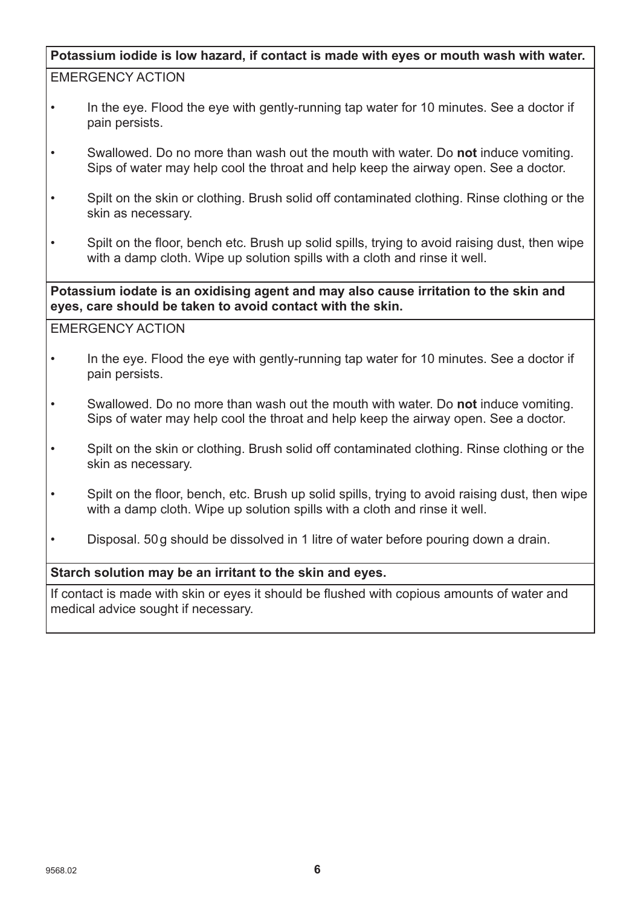**Potassium iodide is low hazard, if contact is made with eyes or mouth wash with water.**

EMERGENCY ACTION

- In the eye. Flood the eye with gently-running tap water for 10 minutes. See a doctor if pain persists.
- Swallowed. Do no more than wash out the mouth with water. Do **not** induce vomiting. Sips of water may help cool the throat and help keep the airway open. See a doctor.
- Spilt on the skin or clothing. Brush solid off contaminated clothing. Rinse clothing or the skin as necessary.
- Spilt on the floor, bench etc. Brush up solid spills, trying to avoid raising dust, then wipe with a damp cloth. Wipe up solution spills with a cloth and rinse it well.

**Potassium iodate is an oxidising agent and may also cause irritation to the skin and eyes, care should be taken to avoid contact with the skin.**

EMERGENCY ACTION

- In the eye. Flood the eye with gently-running tap water for 10 minutes. See a doctor if pain persists.
- Swallowed. Do no more than wash out the mouth with water. Do **not** induce vomiting. Sips of water may help cool the throat and help keep the airway open. See a doctor.
- Spilt on the skin or clothing. Brush solid off contaminated clothing. Rinse clothing or the skin as necessary.
- Spilt on the floor, bench, etc. Brush up solid spills, trying to avoid raising dust, then wipe with a damp cloth. Wipe up solution spills with a cloth and rinse it well.
- Disposal. 50 g should be dissolved in 1 litre of water before pouring down a drain.

**Starch solution may be an irritant to the skin and eyes.**

If contact is made with skin or eyes it should be flushed with copious amounts of water and medical advice sought if necessary.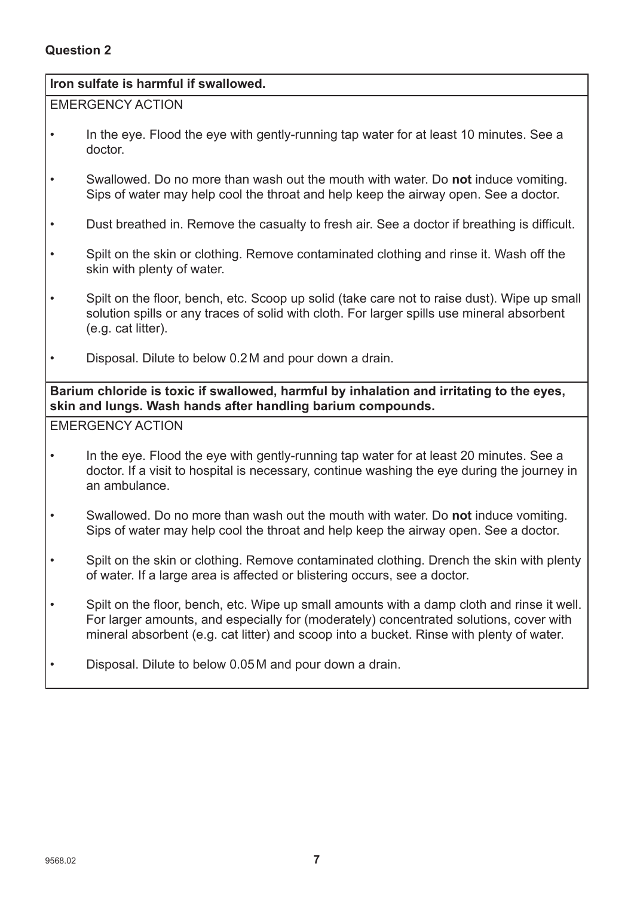## Question 2

**Iron sulfate is harmful if swallowed.**

EMERGENCY ACTION

- In the eye. Flood the eye with gently-running tap water for at least 10 minutes. See a doctor.
- Swallowed. Do no more than wash out the mouth with water. Do **not** induce vomiting. Sips of water may help cool the throat and help keep the airway open. See a doctor.
- Dust breathed in. Remove the casualty to fresh air. See a doctor if breathing is difficult.
- Spilt on the skin or clothing. Remove contaminated clothing and rinse it. Wash off the skin with plenty of water.
- Spilt on the floor, bench, etc. Scoop up solid (take care not to raise dust). Wipe up small solution spills or any traces of solid with cloth. For larger spills use mineral absorbent (e.g. cat litter).
- Disposal. Dilute to below 0.2 M and pour down a drain.

**Barium chloride is toxic if swallowed, harmful by inhalation and irritating to the eyes, skin and lungs. Wash hands after handling barium compounds.**

EMERGENCY ACTION

- In the eye. Flood the eye with gently-running tap water for at least 20 minutes. See a doctor. If a visit to hospital is necessary, continue washing the eye during the journey in an ambulance.
- Swallowed. Do no more than wash out the mouth with water. Do **not** induce vomiting. Sips of water may help cool the throat and help keep the airway open. See a doctor.
- Spilt on the skin or clothing. Remove contaminated clothing. Drench the skin with plenty of water. If a large area is affected or blistering occurs, see a doctor.
- Spilt on the floor, bench, etc. Wipe up small amounts with a damp cloth and rinse it well. For larger amounts, and especially for (moderately) concentrated solutions, cover with mineral absorbent (e.g. cat litter) and scoop into a bucket. Rinse with plenty of water.
- Disposal. Dilute to below 0.05 M and pour down a drain.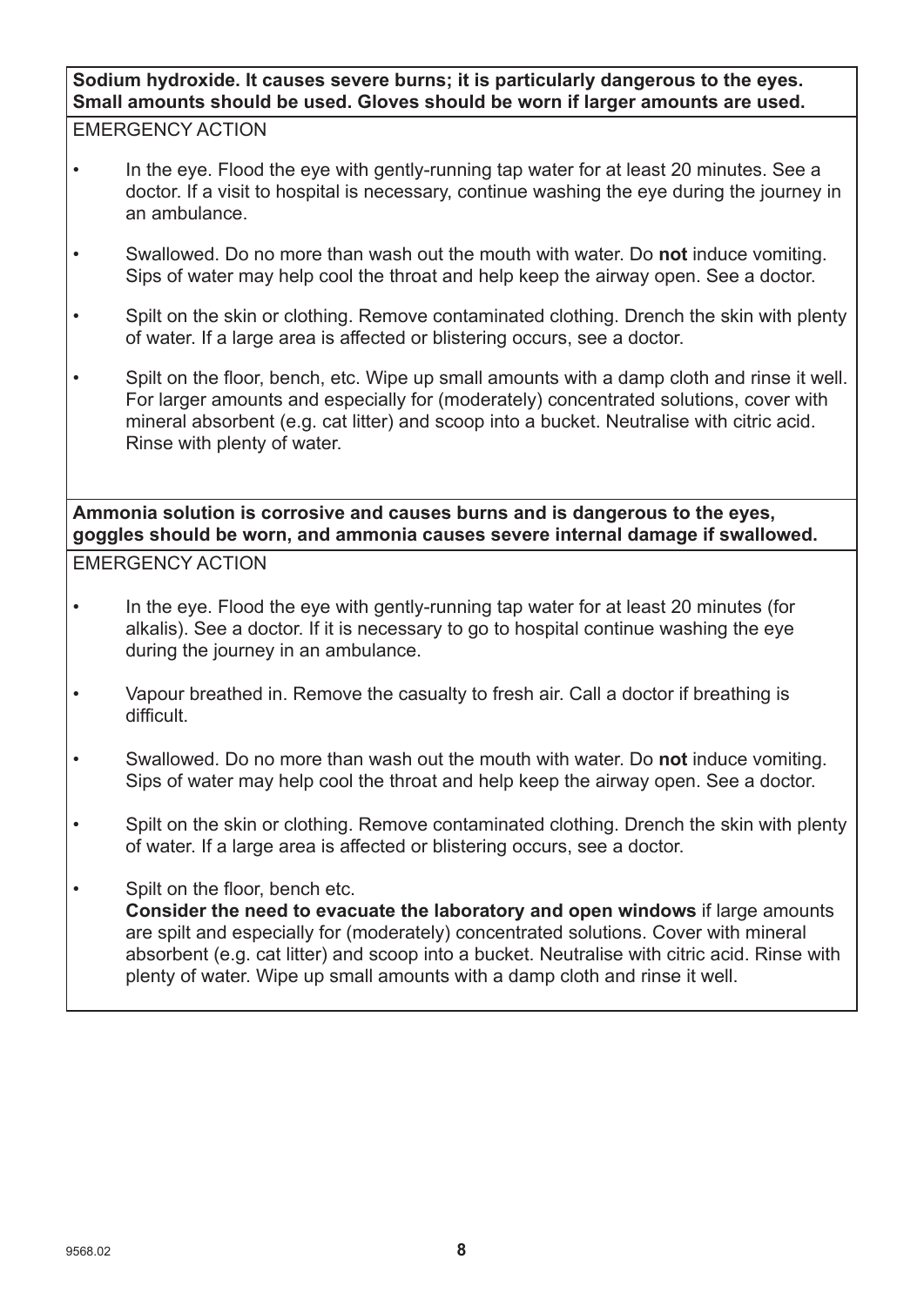**Sodium hydroxide. It causes severe burns; it is particularly dangerous to the eyes. Small amounts should be used. Gloves should be worn if larger amounts are used.**

EMERGENCY ACTION

- In the eye. Flood the eye with gently-running tap water for at least 20 minutes. See a doctor. If a visit to hospital is necessary, continue washing the eye during the journey in an ambulance.
- Swallowed. Do no more than wash out the mouth with water. Do **not** induce vomiting. Sips of water may help cool the throat and help keep the airway open. See a doctor.
- Spilt on the skin or clothing. Remove contaminated clothing. Drench the skin with plenty of water. If a large area is affected or blistering occurs, see a doctor.
- Spilt on the floor, bench, etc. Wipe up small amounts with a damp cloth and rinse it well. For larger amounts and especially for (moderately) concentrated solutions, cover with mineral absorbent (e.g. cat litter) and scoop into a bucket. Neutralise with citric acid. Rinse with plenty of water.

**Ammonia solution is corrosive and causes burns and is dangerous to the eyes, goggles should be worn, and ammonia causes severe internal damage if swallowed.**

EMERGENCY ACTION

- In the eye. Flood the eye with gently-running tap water for at least 20 minutes (for alkalis). See a doctor. If it is necessary to go to hospital continue washing the eye during the journey in an ambulance.
- Vapour breathed in. Remove the casualty to fresh air. Call a doctor if breathing is difficult.
- Swallowed. Do no more than wash out the mouth with water. Do **not** induce vomiting. Sips of water may help cool the throat and help keep the airway open. See a doctor.
- Spilt on the skin or clothing. Remove contaminated clothing. Drench the skin with plenty of water. If a large area is affected or blistering occurs, see a doctor.
- Spilt on the floor, bench etc.
  **Consider the need to evacuate the laboratory and open windows** if large amounts are spilt and especially for (moderately) concentrated solutions. Cover with mineral absorbent (e.g. cat litter) and scoop into a bucket. Neutralise with citric acid. Rinse with plenty of water. Wipe up small amounts with a damp cloth and rinse it well.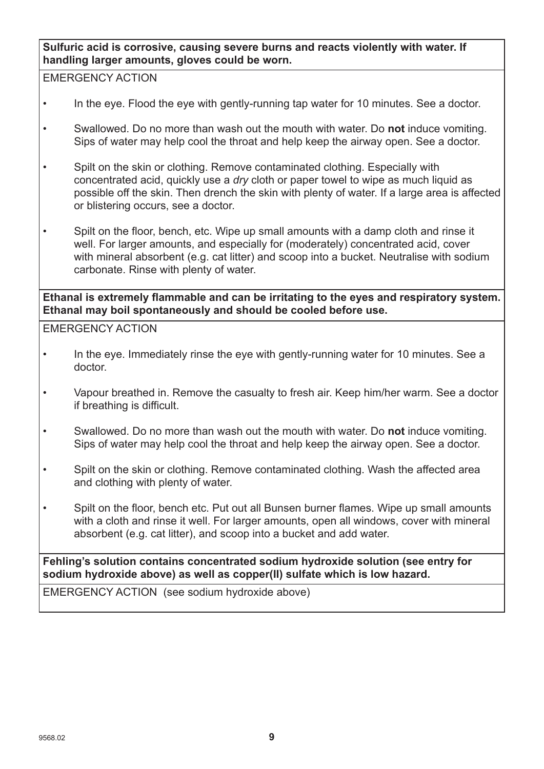**Sulfuric acid is corrosive, causing severe burns and reacts violently with water. If handling larger amounts, gloves could be worn.**

EMERGENCY ACTION

- In the eye. Flood the eye with gently-running tap water for 10 minutes. See a doctor.
- Swallowed. Do no more than wash out the mouth with water. Do **not** induce vomiting. Sips of water may help cool the throat and help keep the airway open. See a doctor.
- Spilt on the skin or clothing. Remove contaminated clothing. Especially with concentrated acid, quickly use a *dry* cloth or paper towel to wipe as much liquid as possible off the skin. Then drench the skin with plenty of water. If a large area is affected or blistering occurs, see a doctor.
- Spilt on the floor, bench, etc. Wipe up small amounts with a damp cloth and rinse it well. For larger amounts, and especially for (moderately) concentrated acid, cover with mineral absorbent (e.g. cat litter) and scoop into a bucket. Neutralise with sodium carbonate. Rinse with plenty of water.

**Ethanal is extremely flammable and can be irritating to the eyes and respiratory system. Ethanal may boil spontaneously and should be cooled before use.**

EMERGENCY ACTION

- In the eye. Immediately rinse the eye with gently-running water for 10 minutes. See a doctor.
- Vapour breathed in. Remove the casualty to fresh air. Keep him/her warm. See a doctor if breathing is difficult.
- Swallowed. Do no more than wash out the mouth with water. Do **not** induce vomiting. Sips of water may help cool the throat and help keep the airway open. See a doctor.
- Spilt on the skin or clothing. Remove contaminated clothing. Wash the affected area and clothing with plenty of water.
- Spilt on the floor, bench etc. Put out all Bunsen burner flames. Wipe up small amounts with a cloth and rinse it well. For larger amounts, open all windows, cover with mineral absorbent (e.g. cat litter), and scoop into a bucket and add water.

**Fehling's solution contains concentrated sodium hydroxide solution (see entry for sodium hydroxide above) as well as copper(II) sulfate which is low hazard.**

EMERGENCY ACTION (see sodium hydroxide above)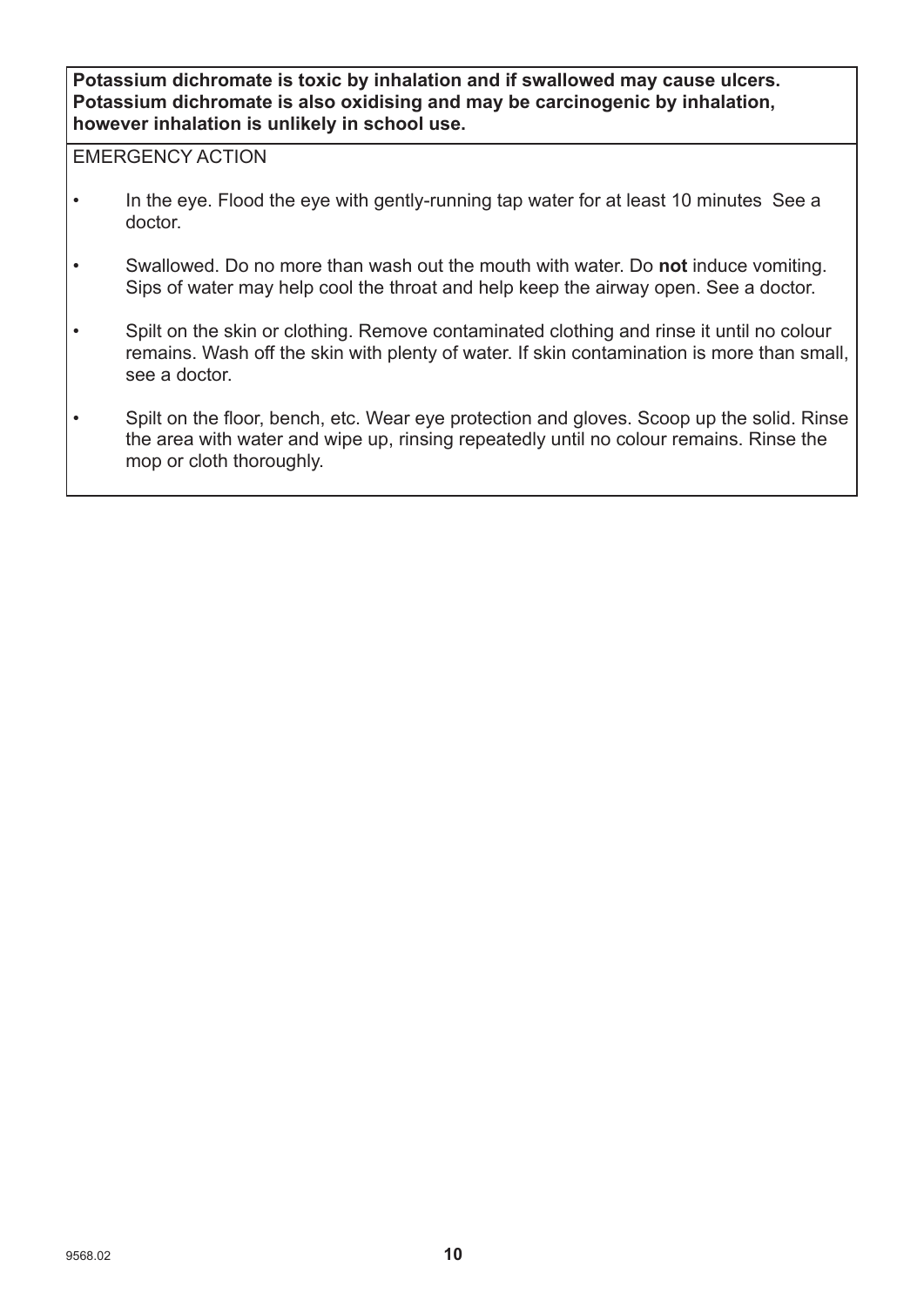**Potassium dichromate is toxic by inhalation and if swallowed may cause ulcers. Potassium dichromate is also oxidising and may be carcinogenic by inhalation, however inhalation is unlikely in school use.**

EMERGENCY ACTION

- In the eye. Flood the eye with gently-running tap water for at least 10 minutes See a doctor.
- Swallowed. Do no more than wash out the mouth with water. Do **not** induce vomiting. Sips of water may help cool the throat and help keep the airway open. See a doctor.
- Spilt on the skin or clothing. Remove contaminated clothing and rinse it until no colour remains. Wash off the skin with plenty of water. If skin contamination is more than small, see a doctor.
- Spilt on the floor, bench, etc. Wear eye protection and gloves. Scoop up the solid. Rinse the area with water and wipe up, rinsing repeatedly until no colour remains. Rinse the mop or cloth thoroughly.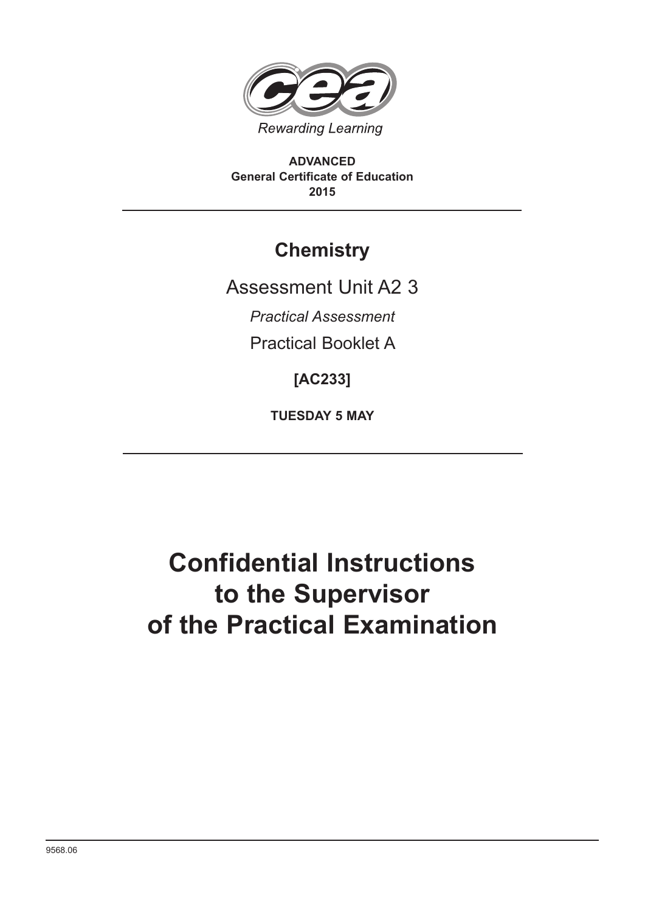Rewarding Learning

**ADVANCED**
**General Certificate of Education**
**2015**

# Chemistry

Assessment Unit A2 3

*Practical Assessment*

Practical Booklet A

**[AC233]**

**TUESDAY 5 MAY**

# Confidential Instructions to the Supervisor of the Practical Examination

9568.06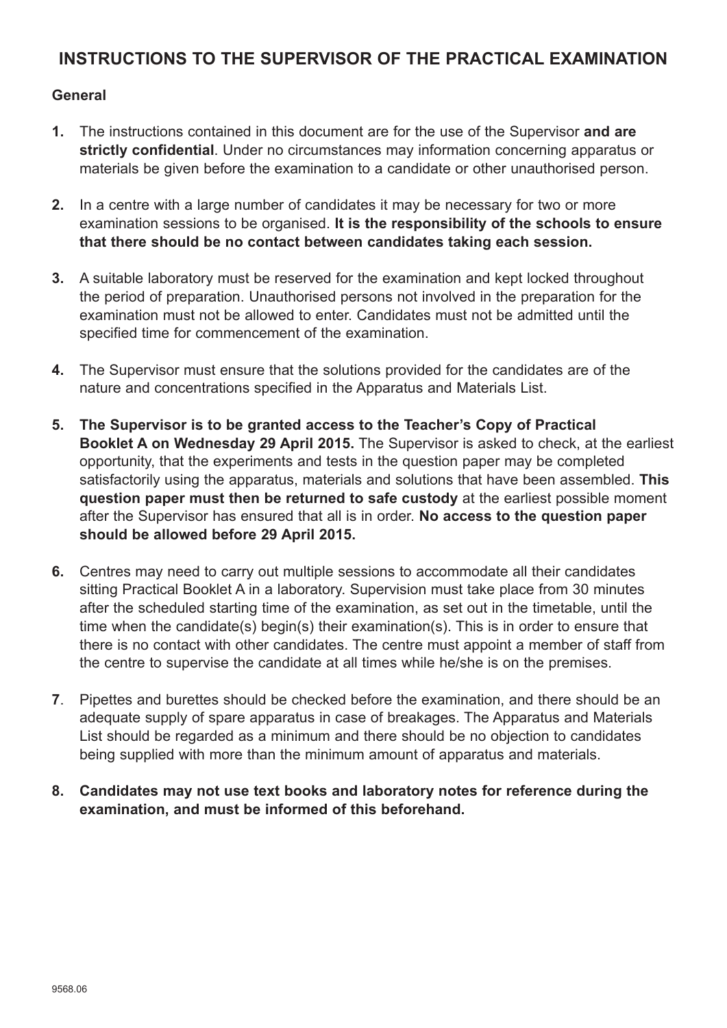# INSTRUCTIONS TO THE SUPERVISOR OF THE PRACTICAL EXAMINATION

## General

1. The instructions contained in this document are for the use of the Supervisor **and are strictly confidential**. Under no circumstances may information concerning apparatus or materials be given before the examination to a candidate or other unauthorised person.

2. In a centre with a large number of candidates it may be necessary for two or more examination sessions to be organised. **It is the responsibility of the schools to ensure that there should be no contact between candidates taking each session.**

3. A suitable laboratory must be reserved for the examination and kept locked throughout the period of preparation. Unauthorised persons not involved in the preparation for the examination must not be allowed to enter. Candidates must not be admitted until the specified time for commencement of the examination.

4. The Supervisor must ensure that the solutions provided for the candidates are of the nature and concentrations specified in the Apparatus and Materials List.

5. **The Supervisor is to be granted access to the Teacher's Copy of Practical Booklet A on Wednesday 29 April 2015.** The Supervisor is asked to check, at the earliest opportunity, that the experiments and tests in the question paper may be completed satisfactorily using the apparatus, materials and solutions that have been assembled. **This question paper must then be returned to safe custody** at the earliest possible moment after the Supervisor has ensured that all is in order. **No access to the question paper should be allowed before 29 April 2015.**

6. Centres may need to carry out multiple sessions to accommodate all their candidates sitting Practical Booklet A in a laboratory. Supervision must take place from 30 minutes after the scheduled starting time of the examination, as set out in the timetable, until the time when the candidate(s) begin(s) their examination(s). This is in order to ensure that there is no contact with other candidates. The centre must appoint a member of staff from the centre to supervise the candidate at all times while he/she is on the premises.

7. Pipettes and burettes should be checked before the examination, and there should be an adequate supply of spare apparatus in case of breakages. The Apparatus and Materials List should be regarded as a minimum and there should be no objection to candidates being supplied with more than the minimum amount of apparatus and materials.

8. **Candidates may not use text books and laboratory notes for reference during the examination, and must be informed of this beforehand.**

9568.06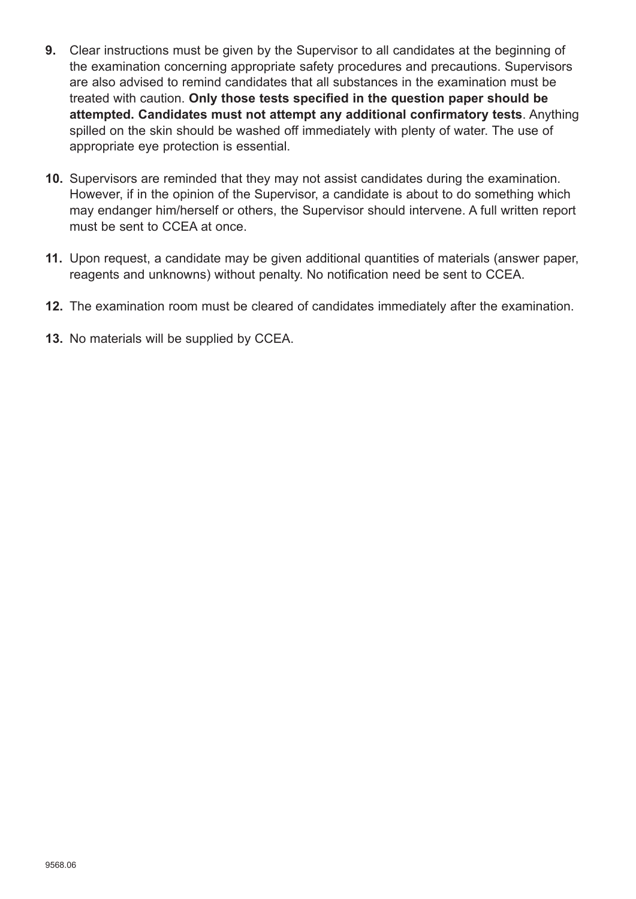**9.** Clear instructions must be given by the Supervisor to all candidates at the beginning of the examination concerning appropriate safety procedures and precautions. Supervisors are also advised to remind candidates that all substances in the examination must be treated with caution. **Only those tests specified in the question paper should be attempted. Candidates must not attempt any additional confirmatory tests**. Anything spilled on the skin should be washed off immediately with plenty of water. The use of appropriate eye protection is essential.

**10.** Supervisors are reminded that they may not assist candidates during the examination. However, if in the opinion of the Supervisor, a candidate is about to do something which may endanger him/herself or others, the Supervisor should intervene. A full written report must be sent to CCEA at once.

**11.** Upon request, a candidate may be given additional quantities of materials (answer paper, reagents and unknowns) without penalty. No notification need be sent to CCEA.

**12.** The examination room must be cleared of candidates immediately after the examination.

**13.** No materials will be supplied by CCEA.

9568.06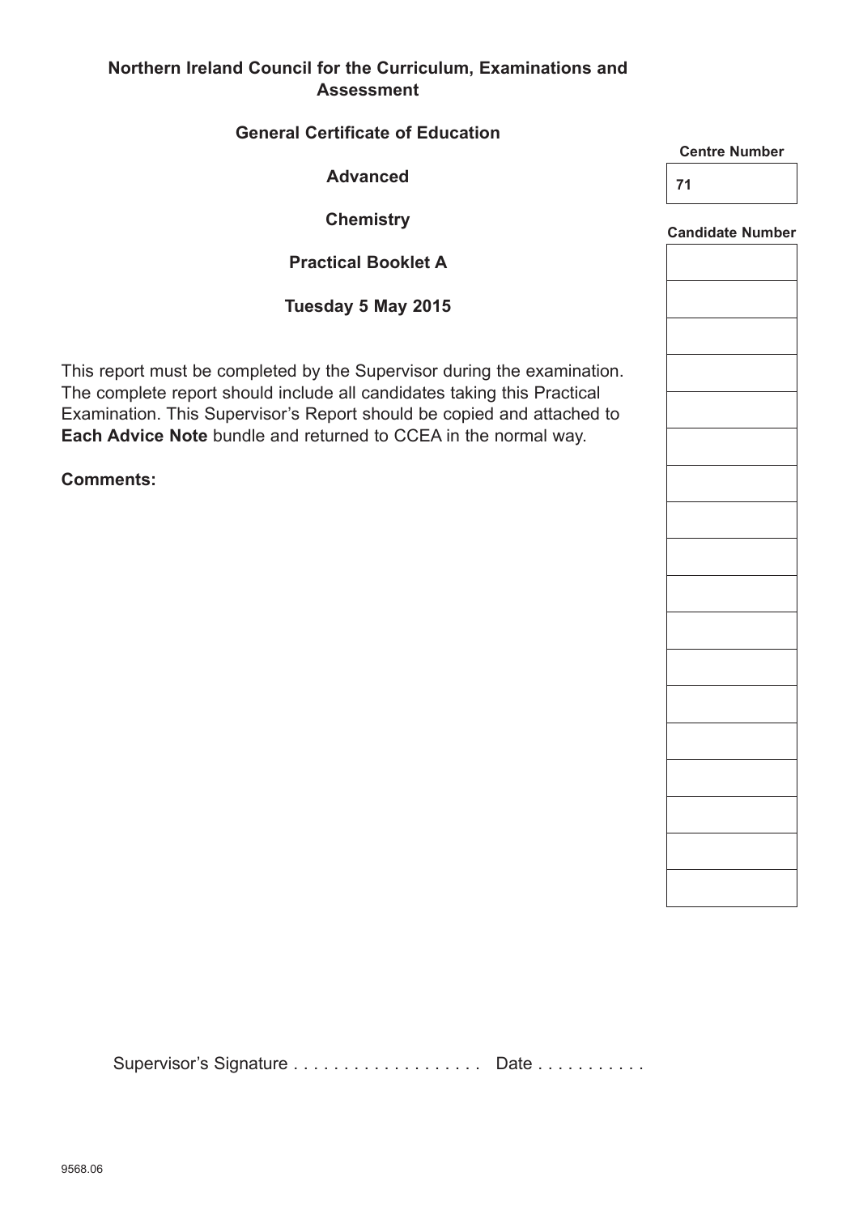**Northern Ireland Council for the Curriculum, Examinations and Assessment**

**General Certificate of Education**

**Advanced**

**Chemistry**

**Practical Booklet A**

**Tuesday 5 May 2015**

| Centre Number |
| --- |
| 71 |

| Candidate Number |
| --- |
| |
| |
| |
| |
| |
| |
| |
| |
| |
| |
| |
| |
| |
| |
| |
| |
| |
| |

This report must be completed by the Supervisor during the examination. The complete report should include all candidates taking this Practical Examination. This Supervisor's Report should be copied and attached to **Each Advice Note** bundle and returned to CCEA in the normal way.

**Comments:**

Supervisor's Signature . . . . . . . . . . . . . . . . . . . Date . . . . . . . . . . .

9568.06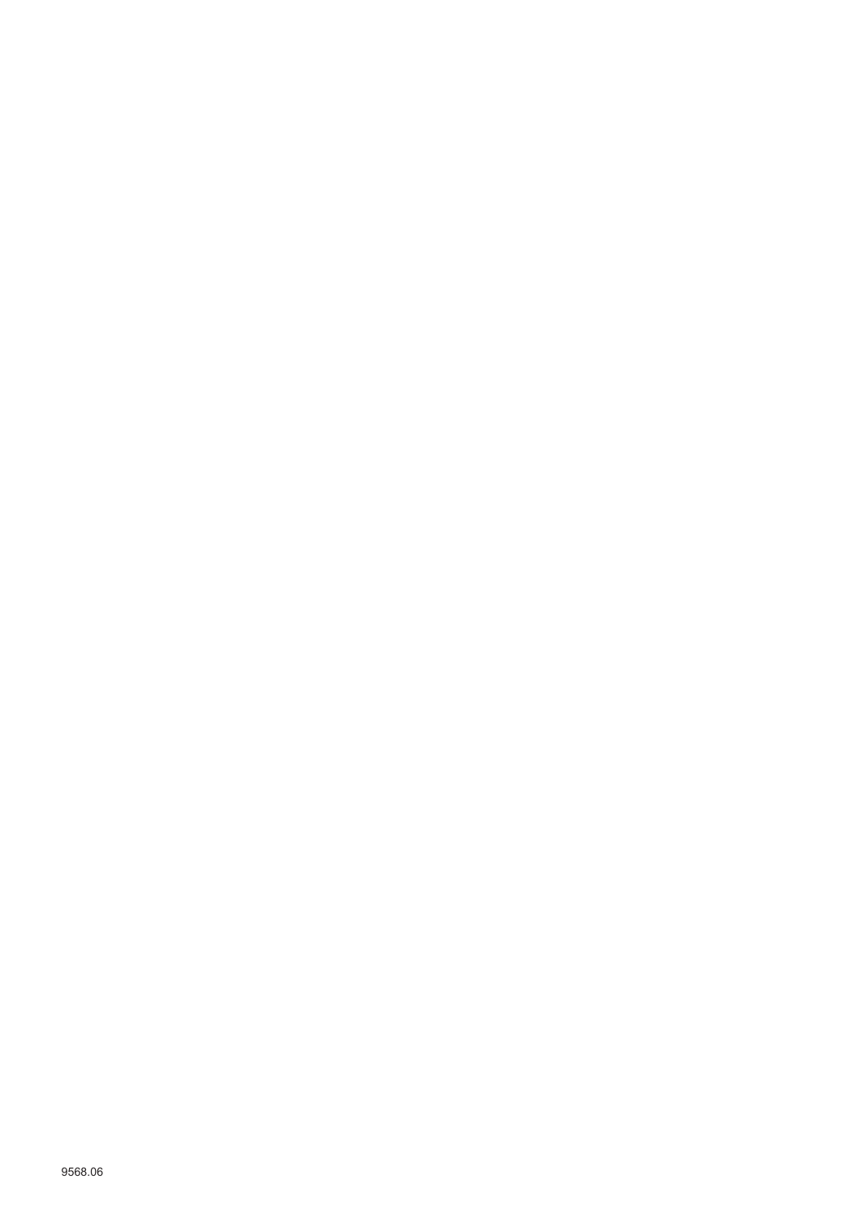9568.06